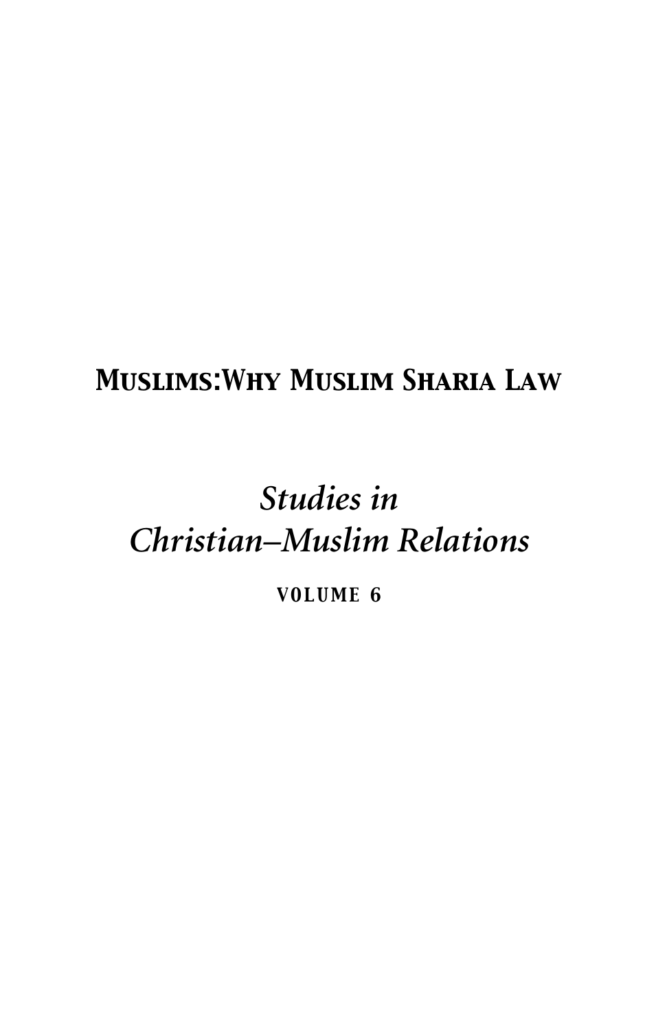# MUSLIMS:WHY MUSLIM SHARIA LAW

*Studies in Christian–Muslim Relations*

VOLUME 6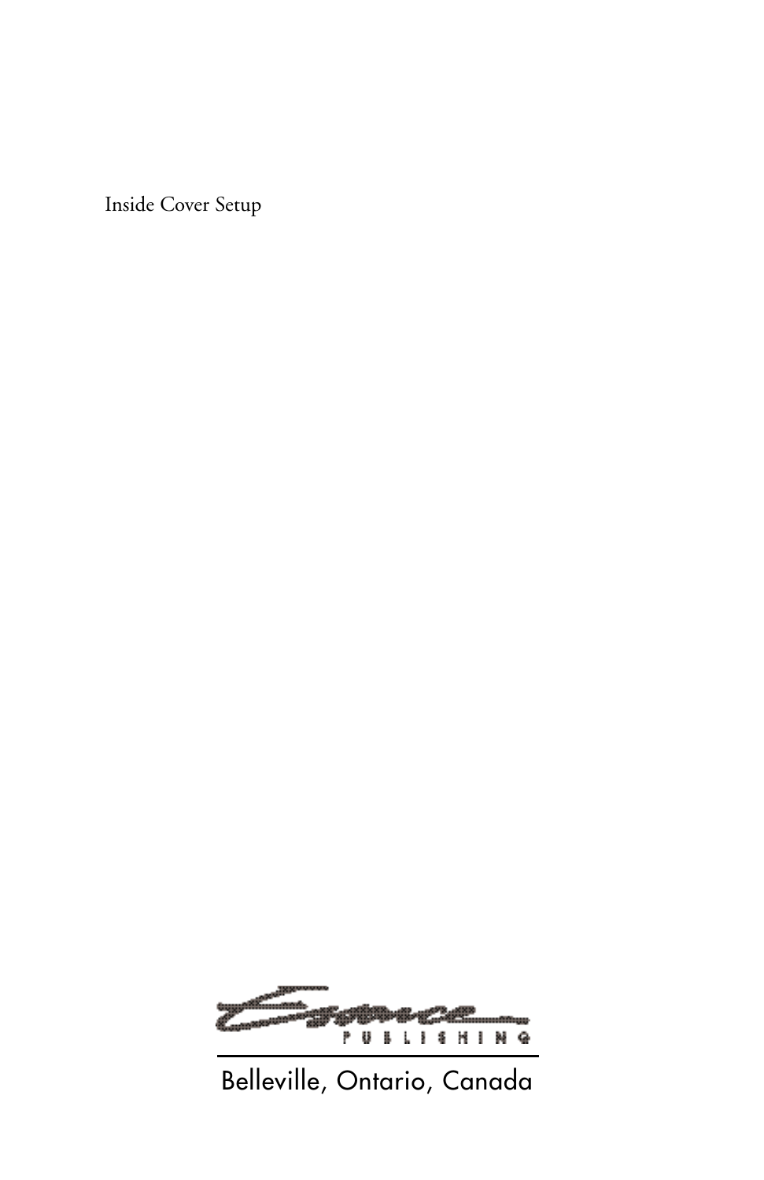Inside Cover Setup

Essence

PUBLISHING

Belleville, Ontario, Canada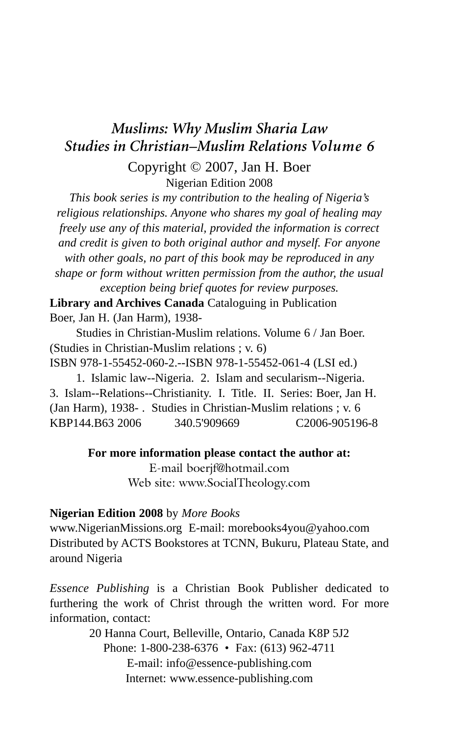*Muslims: Why Muslim Sharia Law*
*Studies in Christian–Muslim Relations Volume 6*

Copyright © 2007, Jan H. Boer
Nigerian Edition 2008

*This book series is my contribution to the healing of Nigeria's religious relationships. Anyone who shares my goal of healing may freely use any of this material, provided the information is correct and credit is given to both original author and myself. For anyone with other goals, no part of this book may be reproduced in any shape or form without written permission from the author, the usual exception being brief quotes for review purposes.*

**Library and Archives Canada** Cataloguing in Publication
Boer, Jan H. (Jan Harm), 1938-
Studies in Christian-Muslim relations. Volume 6 / Jan Boer.
(Studies in Christian-Muslim relations ; v. 6)
ISBN 978-1-55452-060-2.--ISBN 978-1-55452-061-4 (LSI ed.)
1. Islamic law--Nigeria. 2. Islam and secularism--Nigeria.
3. Islam--Relations--Christianity. I. Title. II. Series: Boer, Jan H. (Jan Harm), 1938- . Studies in Christian-Muslim relations ; v. 6
KBP144.B63 2006 340.5'909669 C2006-905196-8

**For more information please contact the author at:**
E-mail boerjf@hotmail.com
Web site: www.SocialTheology.com

**Nigerian Edition 2008** by *More Books*
www.NigerianMissions.org E-mail: morebooks4you@yahoo.com
Distributed by ACTS Bookstores at TCNN, Bukuru, Plateau State, and around Nigeria

*Essence Publishing* is a Christian Book Publisher dedicated to furthering the work of Christ through the written word. For more information, contact:

20 Hanna Court, Belleville, Ontario, Canada K8P 5J2
Phone: 1-800-238-6376 • Fax: (613) 962-4711
E-mail: info@essence-publishing.com
Internet: www.essence-publishing.com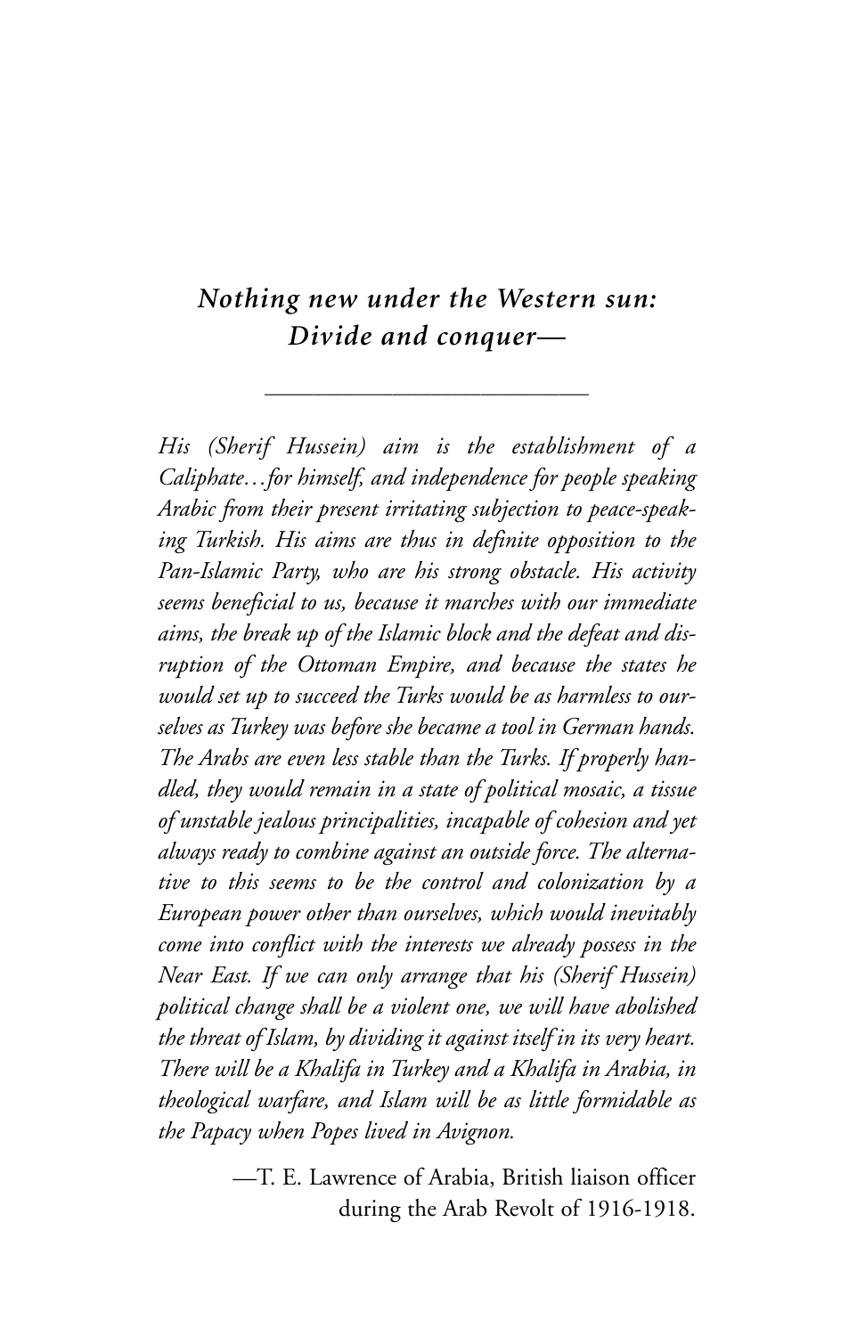## *Nothing new under the Western sun: Divide and conquer—*

---

*His (Sherif Hussein) aim is the establishment of a Caliphate…for himself, and independence for people speaking Arabic from their present irritating subjection to peace-speaking Turkish. His aims are thus in definite opposition to the Pan-Islamic Party, who are his strong obstacle. His activity seems beneficial to us, because it marches with our immediate aims, the break up of the Islamic block and the defeat and disruption of the Ottoman Empire, and because the states he would set up to succeed the Turks would be as harmless to ourselves as Turkey was before she became a tool in German hands. The Arabs are even less stable than the Turks. If properly handled, they would remain in a state of political mosaic, a tissue of unstable jealous principalities, incapable of cohesion and yet always ready to combine against an outside force. The alternative to this seems to be the control and colonization by a European power other than ourselves, which would inevitably come into conflict with the interests we already possess in the Near East. If we can only arrange that his (Sherif Hussein) political change shall be a violent one, we will have abolished the threat of Islam, by dividing it against itself in its very heart. There will be a Khalifa in Turkey and a Khalifa in Arabia, in theological warfare, and Islam will be as little formidable as the Papacy when Popes lived in Avignon.*

—T. E. Lawrence of Arabia, British liaison officer during the Arab Revolt of 1916-1918.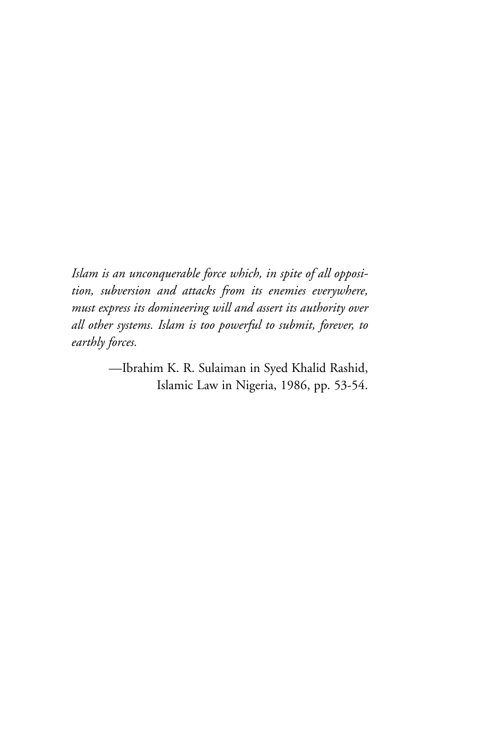*Islam is an unconquerable force which, in spite of all opposition, subversion and attacks from its enemies everywhere, must express its domineering will and assert its authority over all other systems. Islam is too powerful to submit, forever, to earthly forces.*

—Ibrahim K. R. Sulaiman in Syed Khalid Rashid, Islamic Law in Nigeria, 1986, pp. 53-54.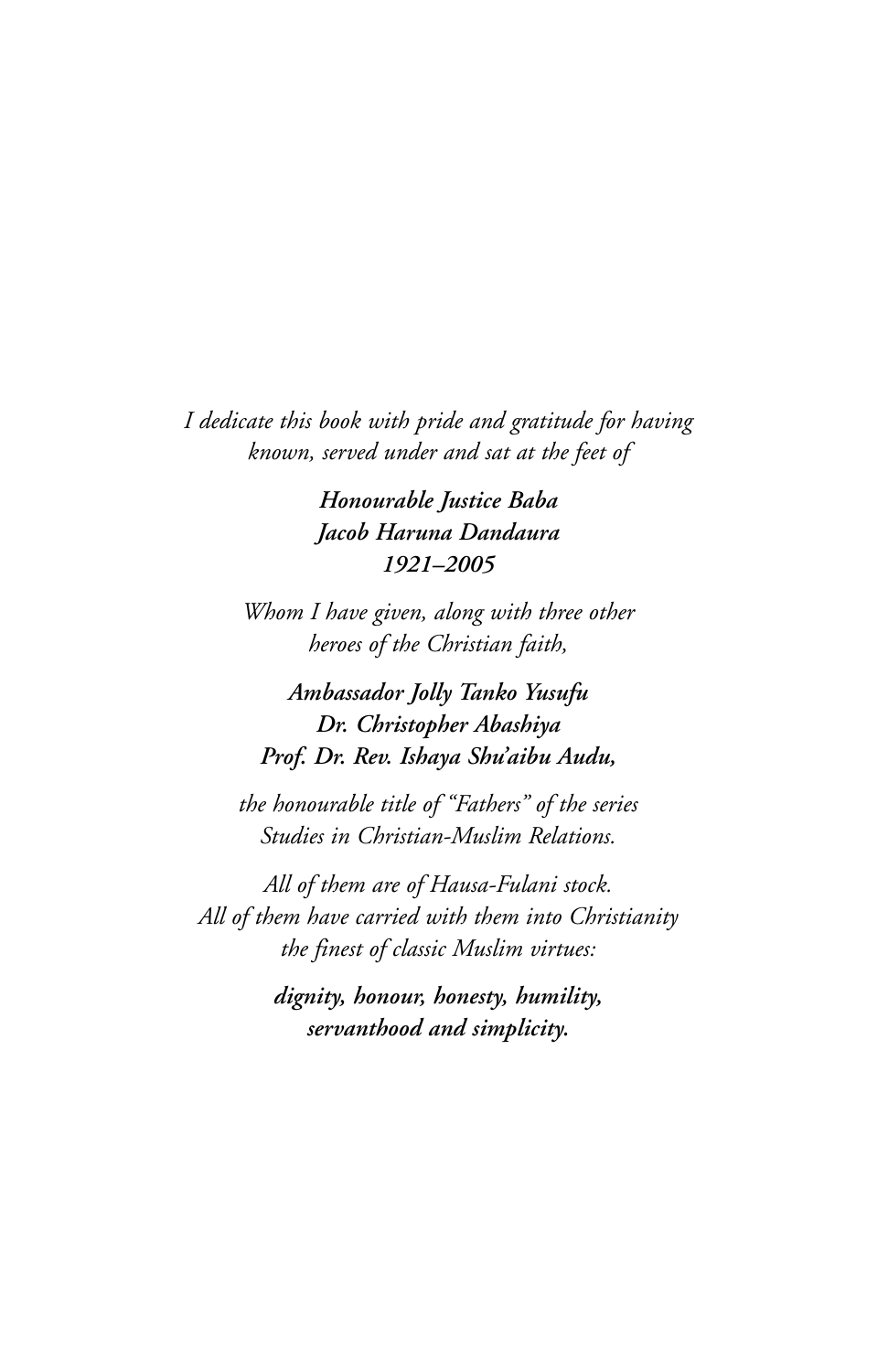*I dedicate this book with pride and gratitude for having known, served under and sat at the feet of*

***Honourable Justice Baba Jacob Haruna Dandaura 1921–2005***

*Whom I have given, along with three other heroes of the Christian faith,*

***Ambassador Jolly Tanko Yusufu***
***Dr. Christopher Abashiya***
***Prof. Dr. Rev. Ishaya Shu'aibu Audu,***

*the honourable title of "Fathers" of the series Studies in Christian-Muslim Relations.*

*All of them are of Hausa-Fulani stock. All of them have carried with them into Christianity the finest of classic Muslim virtues:*

***dignity, honour, honesty, humility, servanthood and simplicity.***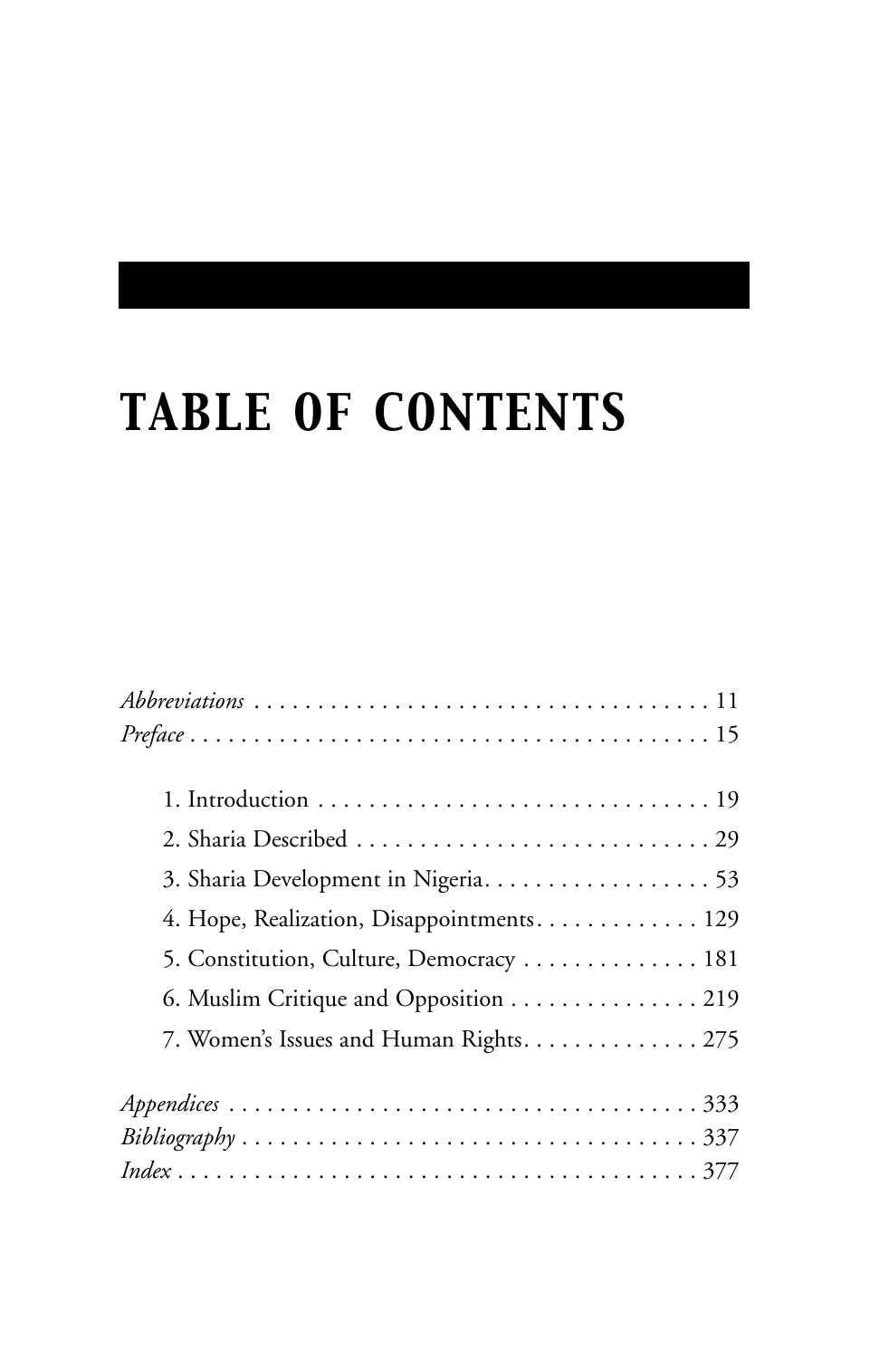# TABLE OF CONTENTS

*Abbreviations* . . . . . . . . . . . . . . . . . . . . . . . . . . . . . . . . . . 11
*Preface* . . . . . . . . . . . . . . . . . . . . . . . . . . . . . . . . . . . . . . 15

1. Introduction . . . . . . . . . . . . . . . . . . . . . . . . . . . . . . 19
2. Sharia Described . . . . . . . . . . . . . . . . . . . . . . . . . . . 29
3. Sharia Development in Nigeria. . . . . . . . . . . . . . . . . . 53
4. Hope, Realization, Disappointments. . . . . . . . . . . . . 129
5. Constitution, Culture, Democracy . . . . . . . . . . . . . . 181
6. Muslim Critique and Opposition . . . . . . . . . . . . . . . 219
7. Women's Issues and Human Rights. . . . . . . . . . . . . . 275

*Appendices* . . . . . . . . . . . . . . . . . . . . . . . . . . . . . . . . . . . 333
*Bibliography* . . . . . . . . . . . . . . . . . . . . . . . . . . . . . . . . . 337
*Index* . . . . . . . . . . . . . . . . . . . . . . . . . . . . . . . . . . . . . . 377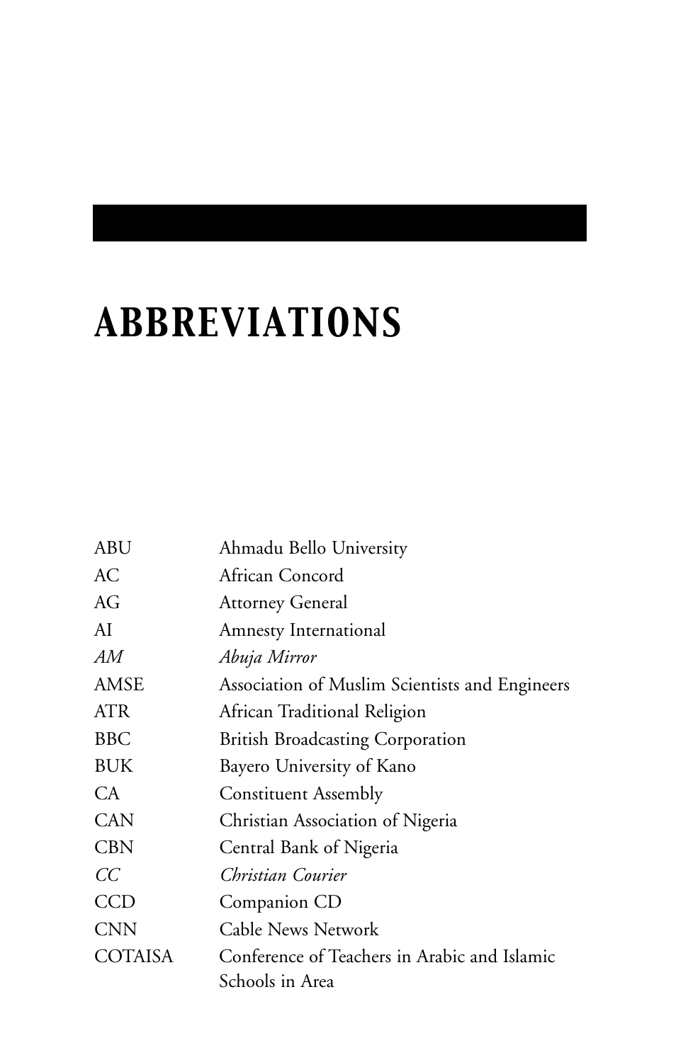# ABBREVIATIONS

| | |
|---|---|
| ABU | Ahmadu Bello University |
| AC | African Concord |
| AG | Attorney General |
| AI | Amnesty International |
| *AM* | *Abuja Mirror* |
| AMSE | Association of Muslim Scientists and Engineers |
| ATR | African Traditional Religion |
| BBC | British Broadcasting Corporation |
| BUK | Bayero University of Kano |
| CA | Constituent Assembly |
| CAN | Christian Association of Nigeria |
| CBN | Central Bank of Nigeria |
| *CC* | *Christian Courier* |
| CCD | Companion CD |
| CNN | Cable News Network |
| COTAISA | Conference of Teachers in Arabic and Islamic Schools in Area |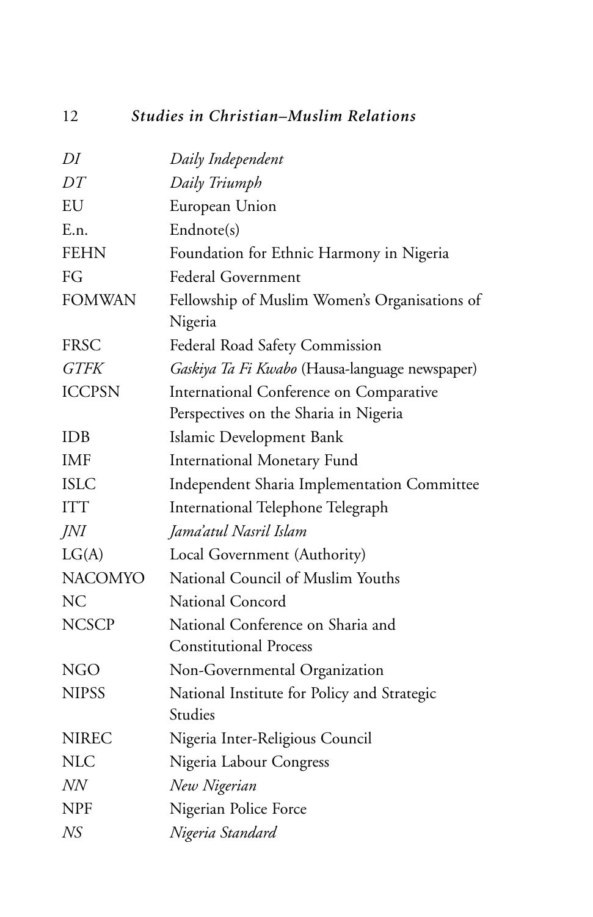| | |
|---|---|
| *DI* | *Daily Independent* |
| *DT* | *Daily Triumph* |
| EU | European Union |
| E.n. | Endnote(s) |
| FEHN | Foundation for Ethnic Harmony in Nigeria |
| FG | Federal Government |
| FOMWAN | Fellowship of Muslim Women's Organisations of Nigeria |
| FRSC | Federal Road Safety Commission |
| *GTFK* | *Gaskiya Ta Fi Kwabo* (Hausa-language newspaper) |
| ICCPSN | International Conference on Comparative Perspectives on the Sharia in Nigeria |
| IDB | Islamic Development Bank |
| IMF | International Monetary Fund |
| ISLC | Independent Sharia Implementation Committee |
| ITT | International Telephone Telegraph |
| *JNI* | *Jama'atul Nasril Islam* |
| LG(A) | Local Government (Authority) |
| NACOMYO | National Council of Muslim Youths |
| NC | National Concord |
| NCSCP | National Conference on Sharia and Constitutional Process |
| NGO | Non-Governmental Organization |
| NIPSS | National Institute for Policy and Strategic Studies |
| NIREC | Nigeria Inter-Religious Council |
| NLC | Nigeria Labour Congress |
| *NN* | *New Nigerian* |
| NPF | Nigerian Police Force |
| *NS* | *Nigeria Standard* |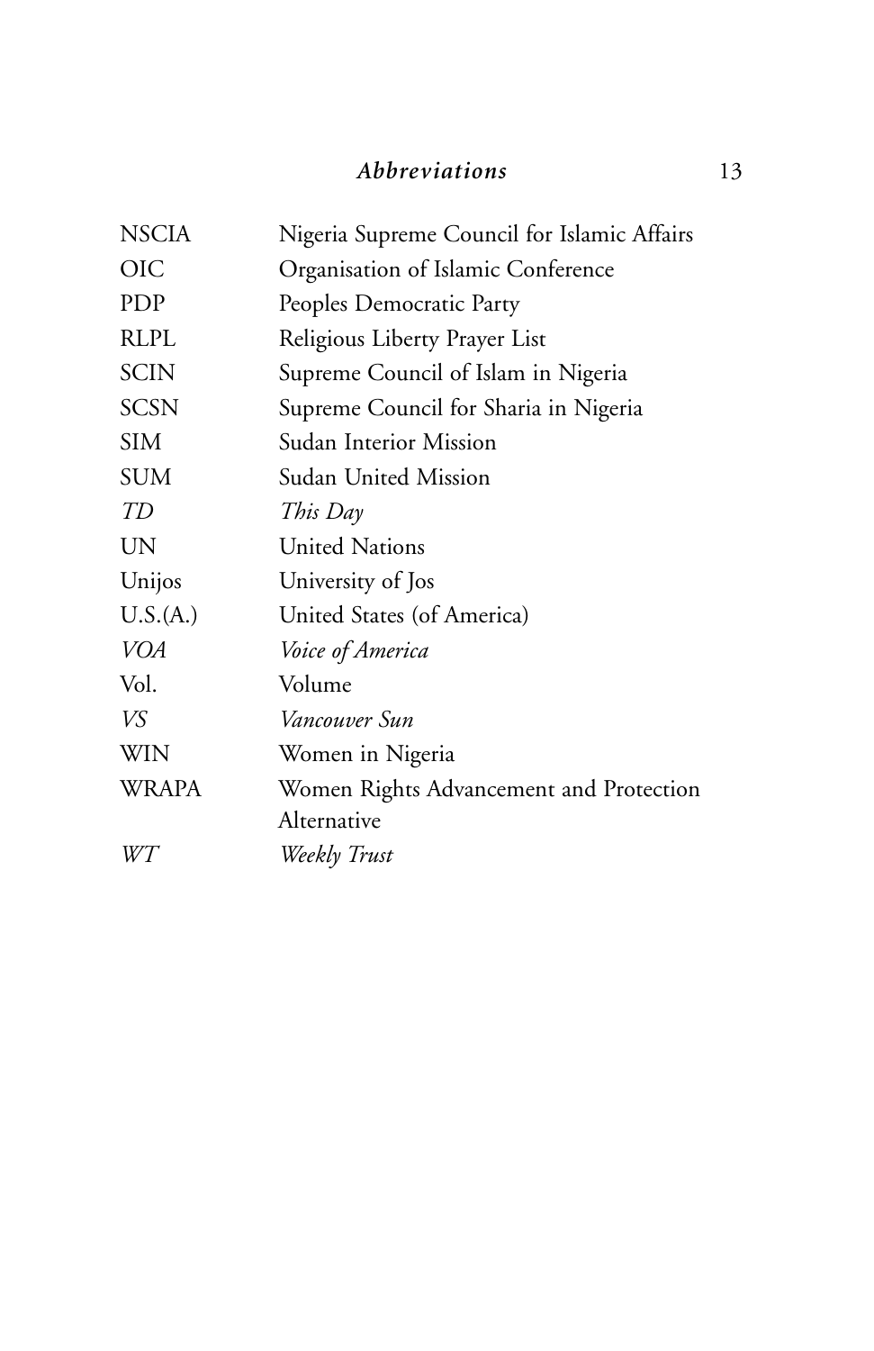| | |
|---|---|
| NSCIA | Nigeria Supreme Council for Islamic Affairs |
| OIC | Organisation of Islamic Conference |
| PDP | Peoples Democratic Party |
| RLPL | Religious Liberty Prayer List |
| SCIN | Supreme Council of Islam in Nigeria |
| SCSN | Supreme Council for Sharia in Nigeria |
| SIM | Sudan Interior Mission |
| SUM | Sudan United Mission |
| *TD* | *This Day* |
| UN | United Nations |
| Unijos | University of Jos |
| U.S.(A.) | United States (of America) |
| *VOA* | *Voice of America* |
| Vol. | Volume |
| *VS* | *Vancouver Sun* |
| WIN | Women in Nigeria |
| WRAPA | Women Rights Advancement and Protection Alternative |
| *WT* | *Weekly Trust* |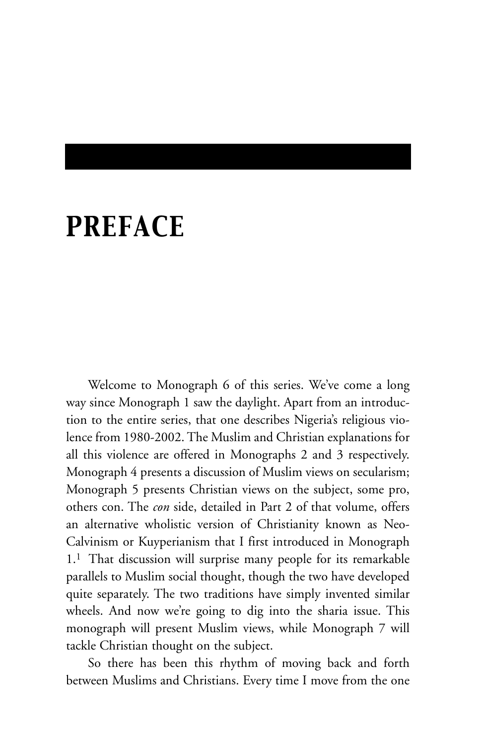# PREFACE

Welcome to Monograph 6 of this series. We've come a long way since Monograph 1 saw the daylight. Apart from an introduction to the entire series, that one describes Nigeria's religious violence from 1980-2002. The Muslim and Christian explanations for all this violence are offered in Monographs 2 and 3 respectively. Monograph 4 presents a discussion of Muslim views on secularism; Monograph 5 presents Christian views on the subject, some pro, others con. The *con* side, detailed in Part 2 of that volume, offers an alternative wholistic version of Christianity known as Neo-Calvinism or Kuyperianism that I first introduced in Monograph 1.[1] That discussion will surprise many people for its remarkable parallels to Muslim social thought, though the two have developed quite separately. The two traditions have simply invented similar wheels. And now we're going to dig into the sharia issue. This monograph will present Muslim views, while Monograph 7 will tackle Christian thought on the subject.

So there has been this rhythm of moving back and forth between Muslims and Christians. Every time I move from the one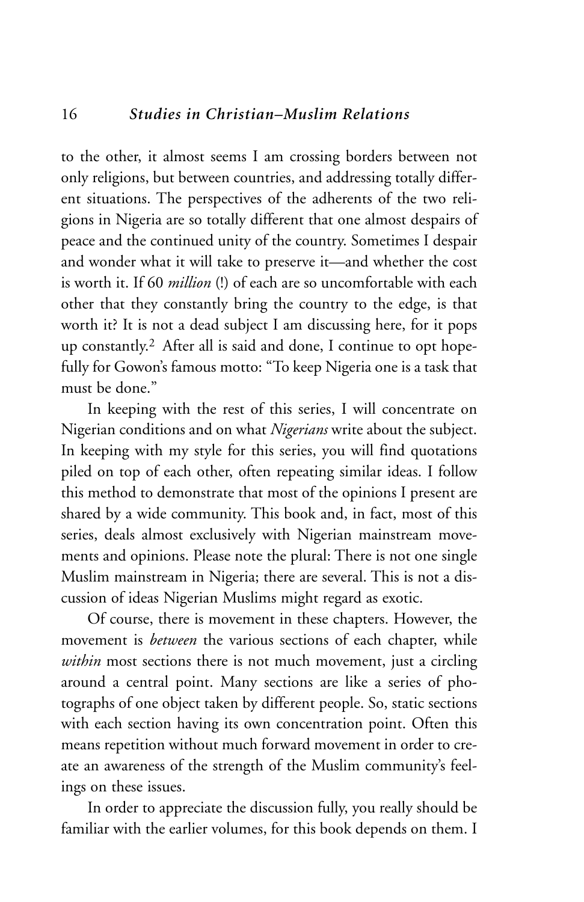to the other, it almost seems I am crossing borders between not only religions, but between countries, and addressing totally different situations. The perspectives of the adherents of the two religions in Nigeria are so totally different that one almost despairs of peace and the continued unity of the country. Sometimes I despair and wonder what it will take to preserve it—and whether the cost is worth it. If 60 *million* (!) of each are so uncomfortable with each other that they constantly bring the country to the edge, is that worth it? It is not a dead subject I am discussing here, for it pops up constantly.[2] After all is said and done, I continue to opt hopefully for Gowon's famous motto: "To keep Nigeria one is a task that must be done."

In keeping with the rest of this series, I will concentrate on Nigerian conditions and on what *Nigerians* write about the subject. In keeping with my style for this series, you will find quotations piled on top of each other, often repeating similar ideas. I follow this method to demonstrate that most of the opinions I present are shared by a wide community. This book and, in fact, most of this series, deals almost exclusively with Nigerian mainstream movements and opinions. Please note the plural: There is not one single Muslim mainstream in Nigeria; there are several. This is not a discussion of ideas Nigerian Muslims might regard as exotic.

Of course, there is movement in these chapters. However, the movement is *between* the various sections of each chapter, while *within* most sections there is not much movement, just a circling around a central point. Many sections are like a series of photographs of one object taken by different people. So, static sections with each section having its own concentration point. Often this means repetition without much forward movement in order to create an awareness of the strength of the Muslim community's feelings on these issues.

In order to appreciate the discussion fully, you really should be familiar with the earlier volumes, for this book depends on them. I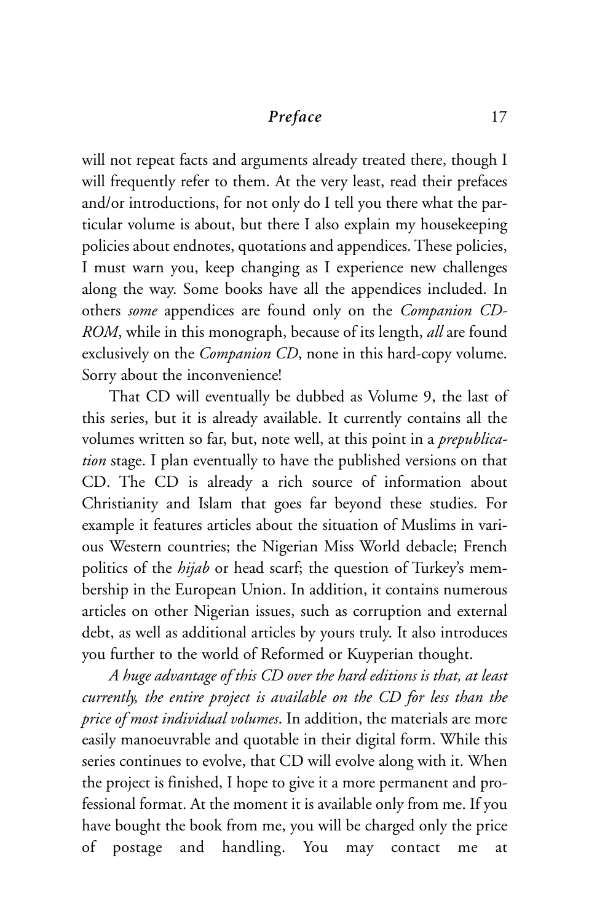will not repeat facts and arguments already treated there, though I will frequently refer to them. At the very least, read their prefaces and/or introductions, for not only do I tell you there what the particular volume is about, but there I also explain my housekeeping policies about endnotes, quotations and appendices. These policies, I must warn you, keep changing as I experience new challenges along the way. Some books have all the appendices included. In others *some* appendices are found only on the *Companion CD-ROM*, while in this monograph, because of its length, *all* are found exclusively on the *Companion CD*, none in this hard-copy volume. Sorry about the inconvenience!

That CD will eventually be dubbed as Volume 9, the last of this series, but it is already available. It currently contains all the volumes written so far, but, note well, at this point in a *prepublication* stage. I plan eventually to have the published versions on that CD. The CD is already a rich source of information about Christianity and Islam that goes far beyond these studies. For example it features articles about the situation of Muslims in various Western countries; the Nigerian Miss World debacle; French politics of the *hijab* or head scarf; the question of Turkey's membership in the European Union. In addition, it contains numerous articles on other Nigerian issues, such as corruption and external debt, as well as additional articles by yours truly. It also introduces you further to the world of Reformed or Kuyperian thought.

*A huge advantage of this CD over the hard editions is that, at least currently, the entire project is available on the CD for less than the price of most individual volumes*. In addition, the materials are more easily manoeuvrable and quotable in their digital form. While this series continues to evolve, that CD will evolve along with it. When the project is finished, I hope to give it a more permanent and professional format. At the moment it is available only from me. If you have bought the book from me, you will be charged only the price of postage and handling. You may contact me at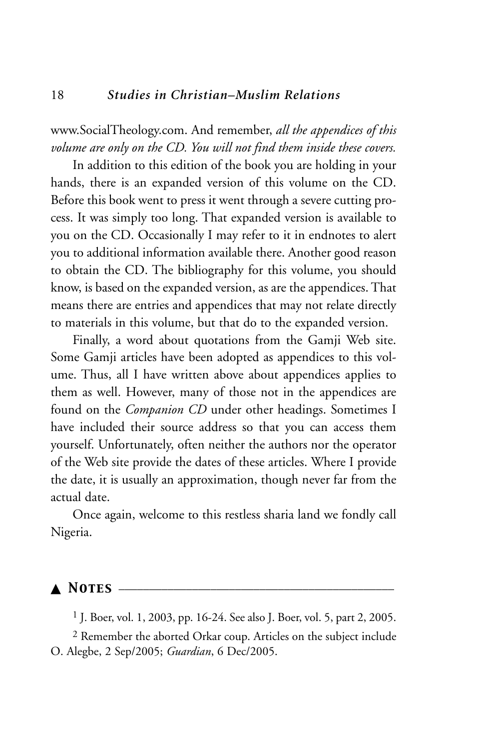www.SocialTheology.com. And remember, *all the appendices of this volume are only on the CD. You will not find them inside these covers.*

In addition to this edition of the book you are holding in your hands, there is an expanded version of this volume on the CD. Before this book went to press it went through a severe cutting process. It was simply too long. That expanded version is available to you on the CD. Occasionally I may refer to it in endnotes to alert you to additional information available there. Another good reason to obtain the CD. The bibliography for this volume, you should know, is based on the expanded version, as are the appendices. That means there are entries and appendices that may not relate directly to materials in this volume, but that do to the expanded version.

Finally, a word about quotations from the Gamji Web site. Some Gamji articles have been adopted as appendices to this volume. Thus, all I have written above about appendices applies to them as well. However, many of those not in the appendices are found on the *Companion CD* under other headings. Sometimes I have included their source address so that you can access them yourself. Unfortunately, often neither the authors nor the operator of the Web site provide the dates of these articles. Where I provide the date, it is usually an approximation, though never far from the actual date.

Once again, welcome to this restless sharia land we fondly call Nigeria.

## ▲ Notes

[1] J. Boer, vol. 1, 2003, pp. 16-24. See also J. Boer, vol. 5, part 2, 2005.

[2] Remember the aborted Orkar coup. Articles on the subject include O. Alegbe, 2 Sep/2005; *Guardian*, 6 Dec/2005.